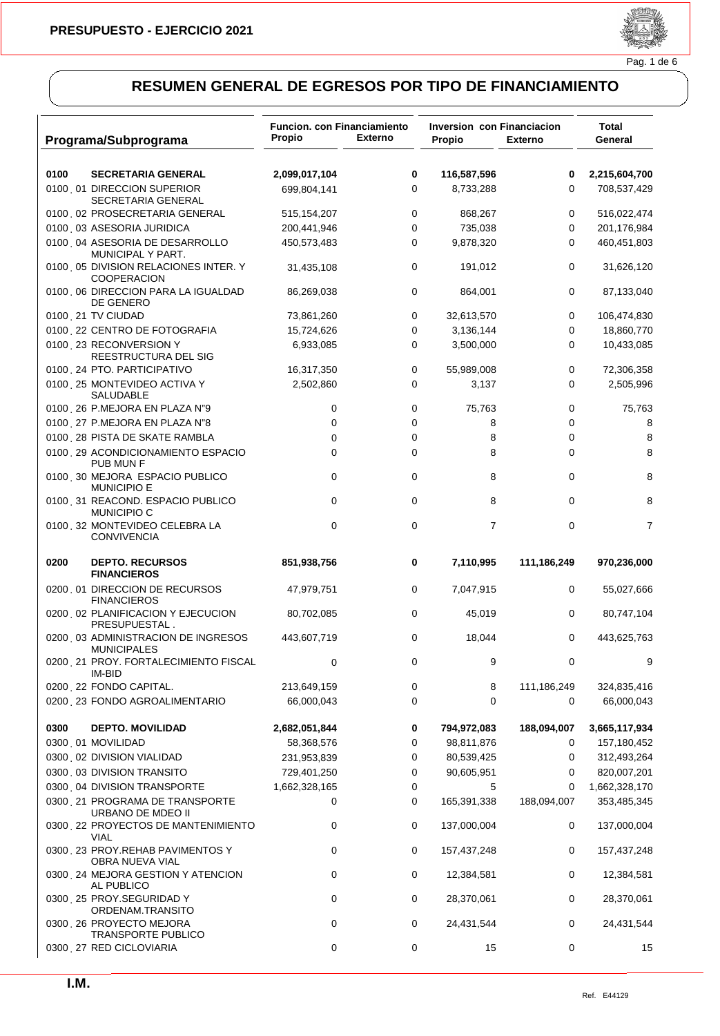# PRESUPUESTO - EJERCICIO 2021

## RESUMEN GENERAL DE EGRESOS POR TIPO DE FINANCIAMIENTO

| Programa/Subprograma | Funcion. con Financiamiento Propio | Funcion. con Financiamiento Externo | Inversion con Financiacion Propio | Inversion con Financiacion Externo | Total General |
|---|---|---|---|---|---|
| **0100 SECRETARIA GENERAL** | **2,099,017,104** | **0** | **116,587,596** | **0** | **2,215,604,700** |
| 0100 . 01 DIRECCION SUPERIOR SECRETARIA GENERAL | 699,804,141 | 0 | 8,733,288 | 0 | 708,537,429 |
| 0100 . 02 PROSECRETARIA GENERAL | 515,154,207 | 0 | 868,267 | 0 | 516,022,474 |
| 0100 . 03 ASESORIA JURIDICA | 200,441,946 | 0 | 735,038 | 0 | 201,176,984 |
| 0100 . 04 ASESORIA DE DESARROLLO MUNICIPAL Y PART. | 450,573,483 | 0 | 9,878,320 | 0 | 460,451,803 |
| 0100 . 05 DIVISION RELACIONES INTER. Y COOPERACION | 31,435,108 | 0 | 191,012 | 0 | 31,626,120 |
| 0100 . 06 DIRECCION PARA LA IGUALDAD DE GENERO | 86,269,038 | 0 | 864,001 | 0 | 87,133,040 |
| 0100 . 21 TV CIUDAD | 73,861,260 | 0 | 32,613,570 | 0 | 106,474,830 |
| 0100 . 22 CENTRO DE FOTOGRAFIA | 15,724,626 | 0 | 3,136,144 | 0 | 18,860,770 |
| 0100 . 23 RECONVERSION Y REESTRUCTURA DEL SIG | 6,933,085 | 0 | 3,500,000 | 0 | 10,433,085 |
| 0100 . 24 PTO. PARTICIPATIVO | 16,317,350 | 0 | 55,989,008 | 0 | 72,306,358 |
| 0100 . 25 MONTEVIDEO ACTIVA Y SALUDABLE | 2,502,860 | 0 | 3,137 | 0 | 2,505,996 |
| 0100 . 26 P.MEJORA EN PLAZA N"9 | 0 | 0 | 75,763 | 0 | 75,763 |
| 0100 . 27 P.MEJORA EN PLAZA N"8 | 0 | 0 | 8 | 0 | 8 |
| 0100 . 28 PISTA DE SKATE RAMBLA | 0 | 0 | 8 | 0 | 8 |
| 0100 . 29 ACONDICIONAMIENTO ESPACIO PUB MUN F | 0 | 0 | 8 | 0 | 8 |
| 0100 . 30 MEJORA ESPACIO PUBLICO MUNICIPIO E | 0 | 0 | 8 | 0 | 8 |
| 0100 . 31 REACOND. ESPACIO PUBLICO MUNICIPIO C | 0 | 0 | 8 | 0 | 8 |
| 0100 . 32 MONTEVIDEO CELEBRA LA CONVIVENCIA | 0 | 0 | 7 | 0 | 7 |
| **0200 DEPTO. RECURSOS FINANCIEROS** | **851,938,756** | **0** | **7,110,995** | **111,186,249** | **970,236,000** |
| 0200 . 01 DIRECCION DE RECURSOS FINANCIEROS | 47,979,751 | 0 | 7,047,915 | 0 | 55,027,666 |
| 0200 . 02 PLANIFICACION Y EJECUCION PRESUPUESTAL . | 80,702,085 | 0 | 45,019 | 0 | 80,747,104 |
| 0200 . 03 ADMINISTRACION DE INGRESOS MUNICIPALES | 443,607,719 | 0 | 18,044 | 0 | 443,625,763 |
| 0200 . 21 PROY. FORTALECIMIENTO FISCAL IM-BID | 0 | 0 | 9 | 0 | 9 |
| 0200 . 22 FONDO CAPITAL. | 213,649,159 | 0 | 8 | 111,186,249 | 324,835,416 |
| 0200 . 23 FONDO AGROALIMENTARIO | 66,000,043 | 0 | 0 | 0 | 66,000,043 |
| **0300 DEPTO. MOVILIDAD** | **2,682,051,844** | **0** | **794,972,083** | **188,094,007** | **3,665,117,934** |
| 0300 . 01 MOVILIDAD | 58,368,576 | 0 | 98,811,876 | 0 | 157,180,452 |
| 0300 . 02 DIVISION VIALIDAD | 231,953,839 | 0 | 80,539,425 | 0 | 312,493,264 |
| 0300 . 03 DIVISION TRANSITO | 729,401,250 | 0 | 90,605,951 | 0 | 820,007,201 |
| 0300 . 04 DIVISION TRANSPORTE | 1,662,328,165 | 0 | 5 | 0 | 1,662,328,170 |
| 0300 . 21 PROGRAMA DE TRANSPORTE URBANO DE MDEO II | 0 | 0 | 165,391,338 | 188,094,007 | 353,485,345 |
| 0300 . 22 PROYECTOS DE MANTENIMIENTO VIAL | 0 | 0 | 137,000,004 | 0 | 137,000,004 |
| 0300 . 23 PROY.REHAB PAVIMENTOS Y OBRA NUEVA VIAL | 0 | 0 | 157,437,248 | 0 | 157,437,248 |
| 0300 . 24 MEJORA GESTION Y ATENCION AL PUBLICO | 0 | 0 | 12,384,581 | 0 | 12,384,581 |
| 0300 . 25 PROY.SEGURIDAD Y ORDENAM.TRANSITO | 0 | 0 | 28,370,061 | 0 | 28,370,061 |
| 0300 . 26 PROYECTO MEJORA TRANSPORTE PUBLICO | 0 | 0 | 24,431,544 | 0 | 24,431,544 |
| 0300 . 27 RED CICLOVIARIA | 0 | 0 | 15 | 0 | 15 |

I.M.

Ref. E44129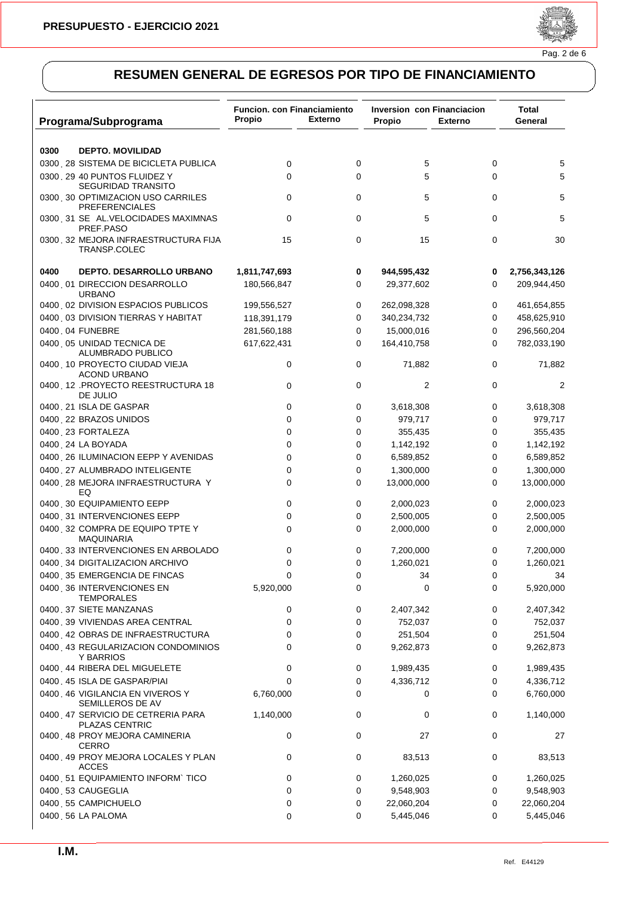## PRESUPUESTO - EJERCICIO 2021

# RESUMEN GENERAL DE EGRESOS POR TIPO DE FINANCIAMIENTO

| Programa/Subprograma | Funcion. con Financiamiento Propio | Funcion. con Financiamiento Externo | Inversion con Financiacion Propio | Inversion con Financiacion Externo | Total General |
|---|---|---|---|---|---|
| **0300 DEPTO. MOVILIDAD** | | | | | |
| 0300 . 28 SISTEMA DE BICICLETA PUBLICA | 0 | 0 | 5 | 0 | 5 |
| 0300 . 29 40 PUNTOS FLUIDEZ Y SEGURIDAD TRANSITO | 0 | 0 | 5 | 0 | 5 |
| 0300 . 30 OPTIMIZACION USO CARRILES PREFERENCIALES | 0 | 0 | 5 | 0 | 5 |
| 0300 . 31 SE AL.VELOCIDADES MAXIMNAS PREF.PASO | 0 | 0 | 5 | 0 | 5 |
| 0300 . 32 MEJORA INFRAESTRUCTURA FIJA TRANSP.COLEC | 15 | 0 | 15 | 0 | 30 |
| **0400 DEPTO. DESARROLLO URBANO** | **1,811,747,693** | **0** | **944,595,432** | **0** | **2,756,343,126** |
| 0400 . 01 DIRECCION DESARROLLO URBANO | 180,566,847 | 0 | 29,377,602 | 0 | 209,944,450 |
| 0400 . 02 DIVISION ESPACIOS PUBLICOS | 199,556,527 | 0 | 262,098,328 | 0 | 461,654,855 |
| 0400 . 03 DIVISION TIERRAS Y HABITAT | 118,391,179 | 0 | 340,234,732 | 0 | 458,625,910 |
| 0400 . 04 FUNEBRE | 281,560,188 | 0 | 15,000,016 | 0 | 296,560,204 |
| 0400 . 05 UNIDAD TECNICA DE ALUMBRADO PUBLICO | 617,622,431 | 0 | 164,410,758 | 0 | 782,033,190 |
| 0400 . 10 PROYECTO CIUDAD VIEJA ACOND URBANO | 0 | 0 | 71,882 | 0 | 71,882 |
| 0400 . 12 .PROYECTO REESTRUCTURA 18 DE JULIO | 0 | 0 | 2 | 0 | 2 |
| 0400 . 21 ISLA DE GASPAR | 0 | 0 | 3,618,308 | 0 | 3,618,308 |
| 0400 . 22 BRAZOS UNIDOS | 0 | 0 | 979,717 | 0 | 979,717 |
| 0400 . 23 FORTALEZA | 0 | 0 | 355,435 | 0 | 355,435 |
| 0400 . 24 LA BOYADA | 0 | 0 | 1,142,192 | 0 | 1,142,192 |
| 0400 . 26 ILUMINACION EEPP Y AVENIDAS | 0 | 0 | 6,589,852 | 0 | 6,589,852 |
| 0400 . 27 ALUMBRADO INTELIGENTE | 0 | 0 | 1,300,000 | 0 | 1,300,000 |
| 0400 . 28 MEJORA INFRAESTRUCTURA Y EQ | 0 | 0 | 13,000,000 | 0 | 13,000,000 |
| 0400 . 30 EQUIPAMIENTO EEPP | 0 | 0 | 2,000,023 | 0 | 2,000,023 |
| 0400 . 31 INTERVENCIONES EEPP | 0 | 0 | 2,500,005 | 0 | 2,500,005 |
| 0400 . 32 COMPRA DE EQUIPO TPTE Y MAQUINARIA | 0 | 0 | 2,000,000 | 0 | 2,000,000 |
| 0400 . 33 INTERVENCIONES EN ARBOLADO | 0 | 0 | 7,200,000 | 0 | 7,200,000 |
| 0400 . 34 DIGITALIZACION ARCHIVO | 0 | 0 | 1,260,021 | 0 | 1,260,021 |
| 0400 . 35 EMERGENCIA DE FINCAS | 0 | 0 | 34 | 0 | 34 |
| 0400 . 36 INTERVENCIONES EN TEMPORALES | 5,920,000 | 0 | 0 | 0 | 5,920,000 |
| 0400 . 37 SIETE MANZANAS | 0 | 0 | 2,407,342 | 0 | 2,407,342 |
| 0400 . 39 VIVIENDAS AREA CENTRAL | 0 | 0 | 752,037 | 0 | 752,037 |
| 0400 . 42 OBRAS DE INFRAESTRUCTURA | 0 | 0 | 251,504 | 0 | 251,504 |
| 0400 . 43 REGULARIZACION CONDOMINIOS Y BARRIOS | 0 | 0 | 9,262,873 | 0 | 9,262,873 |
| 0400 . 44 RIBERA DEL MIGUELETE | 0 | 0 | 1,989,435 | 0 | 1,989,435 |
| 0400 . 45 ISLA DE GASPAR/PIAI | 0 | 0 | 4,336,712 | 0 | 4,336,712 |
| 0400 . 46 VIGILANCIA EN VIVEROS Y SEMILLEROS DE AV | 6,760,000 | 0 | 0 | 0 | 6,760,000 |
| 0400 . 47 SERVICIO DE CETRERIA PARA PLAZAS CENTRIC | 1,140,000 | 0 | 0 | 0 | 1,140,000 |
| 0400 . 48 PROY MEJORA CAMINERIA CERRO | 0 | 0 | 27 | 0 | 27 |
| 0400 . 49 PROY MEJORA LOCALES Y PLAN ACCES | 0 | 0 | 83,513 | 0 | 83,513 |
| 0400 . 51 EQUIPAMIENTO INFORM` TICO | 0 | 0 | 1,260,025 | 0 | 1,260,025 |
| 0400 . 53 CAUGEGLIA | 0 | 0 | 9,548,903 | 0 | 9,548,903 |
| 0400 . 55 CAMPICHUELO | 0 | 0 | 22,060,204 | 0 | 22,060,204 |
| 0400 . 56 LA PALOMA | 0 | 0 | 5,445,046 | 0 | 5,445,046 |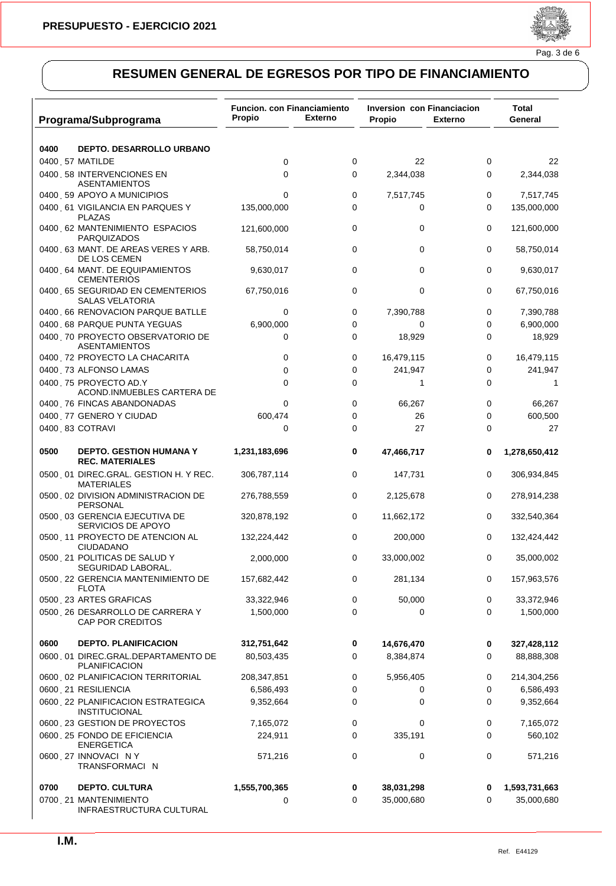## PRESUPUESTO - EJERCICIO 2021

# RESUMEN GENERAL DE EGRESOS POR TIPO DE FINANCIAMIENTO

| Programa/Subprograma | Funcion. con Financiamiento Propio | Funcion. con Financiamiento Externo | Inversion con Financiacion Propio | Inversion con Financiacion Externo | Total General |
|---|---|---|---|---|---|
| **0400 DEPTO. DESARROLLO URBANO** | | | | | |
| 0400 . 57 MATILDE | 0 | 0 | 22 | 0 | 22 |
| 0400 . 58 INTERVENCIONES EN ASENTAMIENTOS | 0 | 0 | 2,344,038 | 0 | 2,344,038 |
| 0400 . 59 APOYO A MUNICIPIOS | 0 | 0 | 7,517,745 | 0 | 7,517,745 |
| 0400 . 61 VIGILANCIA EN PARQUES Y PLAZAS | 135,000,000 | 0 | 0 | 0 | 135,000,000 |
| 0400 . 62 MANTENIMIENTO ESPACIOS PARQUIZADOS | 121,600,000 | 0 | 0 | 0 | 121,600,000 |
| 0400 . 63 MANT. DE AREAS VERES Y ARB. DE LOS CEMEN | 58,750,014 | 0 | 0 | 0 | 58,750,014 |
| 0400 . 64 MANT. DE EQUIPAMIENTOS CEMENTERIOS | 9,630,017 | 0 | 0 | 0 | 9,630,017 |
| 0400 . 65 SEGURIDAD EN CEMENTERIOS SALAS VELATORIA | 67,750,016 | 0 | 0 | 0 | 67,750,016 |
| 0400 . 66 RENOVACION PARQUE BATLLE | 0 | 0 | 7,390,788 | 0 | 7,390,788 |
| 0400 . 68 PARQUE PUNTA YEGUAS | 6,900,000 | 0 | 0 | 0 | 6,900,000 |
| 0400 . 70 PROYECTO OBSERVATORIO DE ASENTAMIENTOS | 0 | 0 | 18,929 | 0 | 18,929 |
| 0400 . 72 PROYECTO LA CHACARITA | 0 | 0 | 16,479,115 | 0 | 16,479,115 |
| 0400 . 73 ALFONSO LAMAS | 0 | 0 | 241,947 | 0 | 241,947 |
| 0400 . 75 PROYECTO AD.Y ACOND.INMUEBLES CARTERA DE | 0 | 0 | 1 | 0 | 1 |
| 0400 . 76 FINCAS ABANDONADAS | 0 | 0 | 66,267 | 0 | 66,267 |
| 0400 . 77 GENERO Y CIUDAD | 600,474 | 0 | 26 | 0 | 600,500 |
| 0400 . 83 COTRAVI | 0 | 0 | 27 | 0 | 27 |
| **0500 DEPTO. GESTION HUMANA Y REC. MATERIALES** | **1,231,183,696** | **0** | **47,466,717** | **0** | **1,278,650,412** |
| 0500 . 01 DIREC.GRAL. GESTION H. Y REC. MATERIALES | 306,787,114 | 0 | 147,731 | 0 | 306,934,845 |
| 0500 . 02 DIVISION ADMINISTRACION DE PERSONAL | 276,788,559 | 0 | 2,125,678 | 0 | 278,914,238 |
| 0500 . 03 GERENCIA EJECUTIVA DE SERVICIOS DE APOYO | 320,878,192 | 0 | 11,662,172 | 0 | 332,540,364 |
| 0500 . 11 PROYECTO DE ATENCION AL CIUDADANO | 132,224,442 | 0 | 200,000 | 0 | 132,424,442 |
| 0500 . 21 POLITICAS DE SALUD Y SEGURIDAD LABORAL. | 2,000,000 | 0 | 33,000,002 | 0 | 35,000,002 |
| 0500 . 22 GERENCIA MANTENIMIENTO DE FLOTA | 157,682,442 | 0 | 281,134 | 0 | 157,963,576 |
| 0500 . 23 ARTES GRAFICAS | 33,322,946 | 0 | 50,000 | 0 | 33,372,946 |
| 0500 . 26 DESARROLLO DE CARRERA Y CAP POR CREDITOS | 1,500,000 | 0 | 0 | 0 | 1,500,000 |
| **0600 DEPTO. PLANIFICACION** | **312,751,642** | **0** | **14,676,470** | **0** | **327,428,112** |
| 0600 . 01 DIREC.GRAL.DEPARTAMENTO DE PLANIFICACION | 80,503,435 | 0 | 8,384,874 | 0 | 88,888,308 |
| 0600 . 02 PLANIFICACION TERRITORIAL | 208,347,851 | 0 | 5,956,405 | 0 | 214,304,256 |
| 0600 . 21 RESILIENCIA | 6,586,493 | 0 | 0 | 0 | 6,586,493 |
| 0600 . 22 PLANIFICACION ESTRATEGICA INSTITUCIONAL | 9,352,664 | 0 | 0 | 0 | 9,352,664 |
| 0600 . 23 GESTION DE PROYECTOS | 7,165,072 | 0 | 0 | 0 | 7,165,072 |
| 0600 . 25 FONDO DE EFICIENCIA ENERGETICA | 224,911 | 0 | 335,191 | 0 | 560,102 |
| 0600 . 27 INNOVACI N Y TRANSFORMACI N | 571,216 | 0 | 0 | 0 | 571,216 |
| **0700 DEPTO. CULTURA** | **1,555,700,365** | **0** | **38,031,298** | **0** | **1,593,731,663** |
| 0700 . 21 MANTENIMIENTO INFRAESTRUCTURA CULTURAL | 0 | 0 | 35,000,680 | 0 | 35,000,680 |

I.M.

Ref. E44129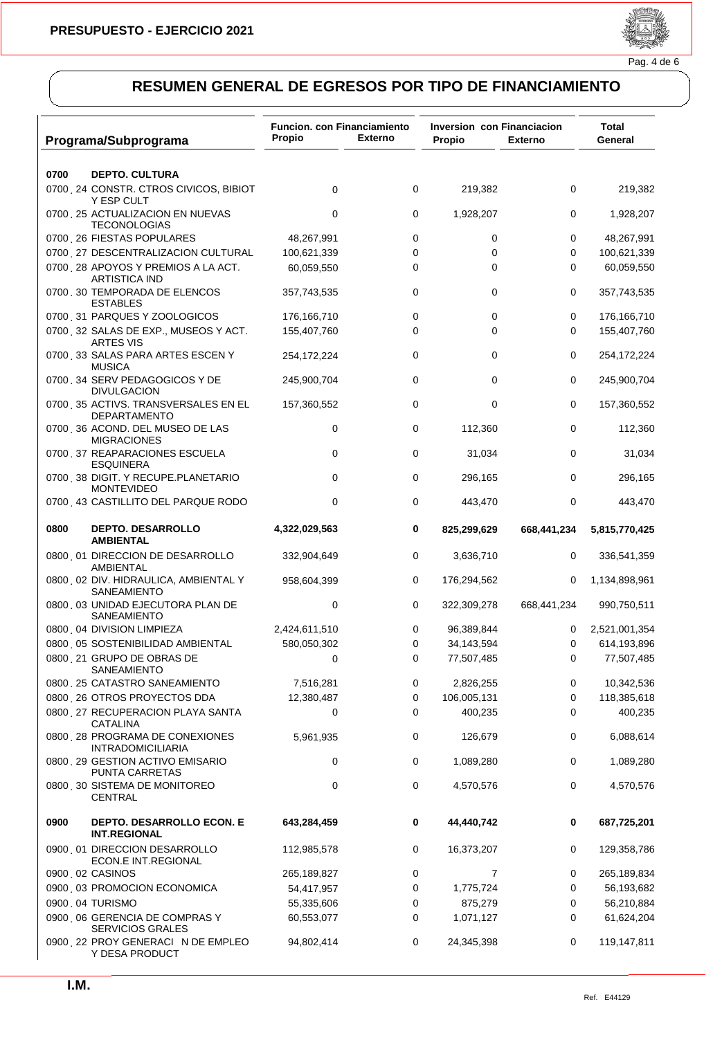## RESUMEN GENERAL DE EGRESOS POR TIPO DE FINANCIAMIENTO

| Programa/Subprograma | Funcion. con Financiamiento Propio | Funcion. con Financiamiento Externo | Inversion con Financiacion Propio | Inversion con Financiacion Externo | Total General |
|---|---|---|---|---|---|
| **0700 DEPTO. CULTURA** | | | | | |
| 0700 . 24 CONSTR. CTROS CIVICOS, BIBIOT Y ESP CULT | 0 | 0 | 219,382 | 0 | 219,382 |
| 0700 . 25 ACTUALIZACION EN NUEVAS TECONOLOGIAS | 0 | 0 | 1,928,207 | 0 | 1,928,207 |
| 0700 . 26 FIESTAS POPULARES | 48,267,991 | 0 | 0 | 0 | 48,267,991 |
| 0700 . 27 DESCENTRALIZACION CULTURAL | 100,621,339 | 0 | 0 | 0 | 100,621,339 |
| 0700 . 28 APOYOS Y PREMIOS A LA ACT. ARTISTICA IND | 60,059,550 | 0 | 0 | 0 | 60,059,550 |
| 0700 . 30 TEMPORADA DE ELENCOS ESTABLES | 357,743,535 | 0 | 0 | 0 | 357,743,535 |
| 0700 . 31 PARQUES Y ZOOLOGICOS | 176,166,710 | 0 | 0 | 0 | 176,166,710 |
| 0700 . 32 SALAS DE EXP., MUSEOS Y ACT. ARTES VIS | 155,407,760 | 0 | 0 | 0 | 155,407,760 |
| 0700 . 33 SALAS PARA ARTES ESCEN Y MUSICA | 254,172,224 | 0 | 0 | 0 | 254,172,224 |
| 0700 . 34 SERV PEDAGOGICOS Y DE DIVULGACION | 245,900,704 | 0 | 0 | 0 | 245,900,704 |
| 0700 . 35 ACTIVS. TRANSVERSALES EN EL DEPARTAMENTO | 157,360,552 | 0 | 0 | 0 | 157,360,552 |
| 0700 . 36 ACOND. DEL MUSEO DE LAS MIGRACIONES | 0 | 0 | 112,360 | 0 | 112,360 |
| 0700 . 37 REAPARACIONES ESCUELA ESQUINERA | 0 | 0 | 31,034 | 0 | 31,034 |
| 0700 . 38 DIGIT. Y RECUPE.PLANETARIO MONTEVIDEO | 0 | 0 | 296,165 | 0 | 296,165 |
| 0700 . 43 CASTILLITO DEL PARQUE RODO | 0 | 0 | 443,470 | 0 | 443,470 |
| **0800 DEPTO. DESARROLLO AMBIENTAL** | **4,322,029,563** | **0** | **825,299,629** | **668,441,234** | **5,815,770,425** |
| 0800 . 01 DIRECCION DE DESARROLLO AMBIENTAL | 332,904,649 | 0 | 3,636,710 | 0 | 336,541,359 |
| 0800 . 02 DIV. HIDRAULICA, AMBIENTAL Y SANEAMIENTO | 958,604,399 | 0 | 176,294,562 | 0 | 1,134,898,961 |
| 0800 . 03 UNIDAD EJECUTORA PLAN DE SANEAMIENTO | 0 | 0 | 322,309,278 | 668,441,234 | 990,750,511 |
| 0800 . 04 DIVISION LIMPIEZA | 2,424,611,510 | 0 | 96,389,844 | 0 | 2,521,001,354 |
| 0800 . 05 SOSTENIBILIDAD AMBIENTAL | 580,050,302 | 0 | 34,143,594 | 0 | 614,193,896 |
| 0800 . 21 GRUPO DE OBRAS DE SANEAMIENTO | 0 | 0 | 77,507,485 | 0 | 77,507,485 |
| 0800 . 25 CATASTRO SANEAMIENTO | 7,516,281 | 0 | 2,826,255 | 0 | 10,342,536 |
| 0800 . 26 OTROS PROYECTOS DDA | 12,380,487 | 0 | 106,005,131 | 0 | 118,385,618 |
| 0800 . 27 RECUPERACION PLAYA SANTA CATALINA | 0 | 0 | 400,235 | 0 | 400,235 |
| 0800 . 28 PROGRAMA DE CONEXIONES INTRADOMICILIARIA | 5,961,935 | 0 | 126,679 | 0 | 6,088,614 |
| 0800 . 29 GESTION ACTIVO EMISARIO PUNTA CARRETAS | 0 | 0 | 1,089,280 | 0 | 1,089,280 |
| 0800 . 30 SISTEMA DE MONITOREO CENTRAL | 0 | 0 | 4,570,576 | 0 | 4,570,576 |
| **0900 DEPTO. DESARROLLO ECON. E INT.REGIONAL** | **643,284,459** | **0** | **44,440,742** | **0** | **687,725,201** |
| 0900 . 01 DIRECCION DESARROLLO ECON.E INT.REGIONAL | 112,985,578 | 0 | 16,373,207 | 0 | 129,358,786 |
| 0900 . 02 CASINOS | 265,189,827 | 0 | 7 | 0 | 265,189,834 |
| 0900 . 03 PROMOCION ECONOMICA | 54,417,957 | 0 | 1,775,724 | 0 | 56,193,682 |
| 0900 . 04 TURISMO | 55,335,606 | 0 | 875,279 | 0 | 56,210,884 |
| 0900 . 06 GERENCIA DE COMPRAS Y SERVICIOS GRALES | 60,553,077 | 0 | 1,071,127 | 0 | 61,624,204 |
| 0900 . 22 PROY GENERACI N DE EMPLEO Y DESA PRODUCT | 94,802,414 | 0 | 24,345,398 | 0 | 119,147,811 |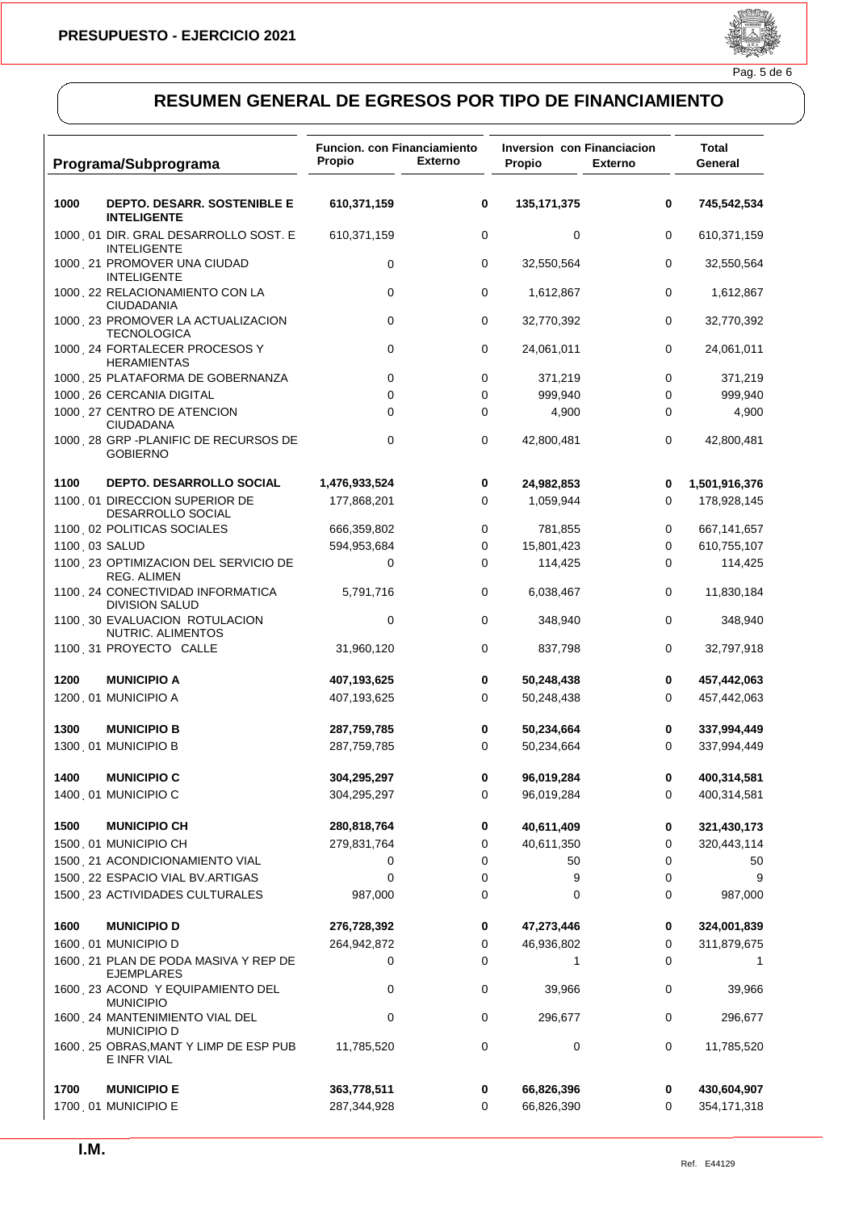# PRESUPUESTO - EJERCICIO 2021

## RESUMEN GENERAL DE EGRESOS POR TIPO DE FINANCIAMIENTO

| Programa/Subprograma | | Funcion. con Financiamiento Propio | Funcion. con Financiamiento Externo | Inversion con Financiacion Propio | Inversion con Financiacion Externo | Total General |
|---|---|---|---|---|---|---|
| **1000** | **DEPTO. DESARR. SOSTENIBLE E INTELIGENTE** | **610,371,159** | **0** | **135,171,375** | **0** | **745,542,534** |
| 1000 . 01 | DIR. GRAL DESARROLLO SOST. E INTELIGENTE | 610,371,159 | 0 | 0 | 0 | 610,371,159 |
| 1000 . 21 | PROMOVER UNA CIUDAD INTELIGENTE | 0 | 0 | 32,550,564 | 0 | 32,550,564 |
| 1000 . 22 | RELACIONAMIENTO CON LA CIUDADANIA | 0 | 0 | 1,612,867 | 0 | 1,612,867 |
| 1000 . 23 | PROMOVER LA ACTUALIZACION TECNOLOGICA | 0 | 0 | 32,770,392 | 0 | 32,770,392 |
| 1000 . 24 | FORTALECER PROCESOS Y HERAMIENTAS | 0 | 0 | 24,061,011 | 0 | 24,061,011 |
| 1000 . 25 | PLATAFORMA DE GOBERNANZA | 0 | 0 | 371,219 | 0 | 371,219 |
| 1000 . 26 | CERCANIA DIGITAL | 0 | 0 | 999,940 | 0 | 999,940 |
| 1000 . 27 | CENTRO DE ATENCION CIUDADANA | 0 | 0 | 4,900 | 0 | 4,900 |
| 1000 . 28 | GRP -PLANIFIC DE RECURSOS DE GOBIERNO | 0 | 0 | 42,800,481 | 0 | 42,800,481 |
| **1100** | **DEPTO. DESARROLLO SOCIAL** | **1,476,933,524** | **0** | **24,982,853** | **0** | **1,501,916,376** |
| 1100 . 01 | DIRECCION SUPERIOR DE DESARROLLO SOCIAL | 177,868,201 | 0 | 1,059,944 | 0 | 178,928,145 |
| 1100 . 02 | POLITICAS SOCIALES | 666,359,802 | 0 | 781,855 | 0 | 667,141,657 |
| 1100 . 03 | SALUD | 594,953,684 | 0 | 15,801,423 | 0 | 610,755,107 |
| 1100 . 23 | OPTIMIZACION DEL SERVICIO DE REG. ALIMEN | 0 | 0 | 114,425 | 0 | 114,425 |
| 1100 . 24 | CONECTIVIDAD INFORMATICA DIVISION SALUD | 5,791,716 | 0 | 6,038,467 | 0 | 11,830,184 |
| 1100 . 30 | EVALUACION ROTULACION NUTRIC. ALIMENTOS | 0 | 0 | 348,940 | 0 | 348,940 |
| 1100 . 31 | PROYECTO CALLE | 31,960,120 | 0 | 837,798 | 0 | 32,797,918 |
| **1200** | **MUNICIPIO A** | **407,193,625** | **0** | **50,248,438** | **0** | **457,442,063** |
| 1200 . 01 | MUNICIPIO A | 407,193,625 | 0 | 50,248,438 | 0 | 457,442,063 |
| **1300** | **MUNICIPIO B** | **287,759,785** | **0** | **50,234,664** | **0** | **337,994,449** |
| 1300 . 01 | MUNICIPIO B | 287,759,785 | 0 | 50,234,664 | 0 | 337,994,449 |
| **1400** | **MUNICIPIO C** | **304,295,297** | **0** | **96,019,284** | **0** | **400,314,581** |
| 1400 . 01 | MUNICIPIO C | 304,295,297 | 0 | 96,019,284 | 0 | 400,314,581 |
| **1500** | **MUNICIPIO CH** | **280,818,764** | **0** | **40,611,409** | **0** | **321,430,173** |
| 1500 . 01 | MUNICIPIO CH | 279,831,764 | 0 | 40,611,350 | 0 | 320,443,114 |
| 1500 . 21 | ACONDICIONAMIENTO VIAL | 0 | 0 | 50 | 0 | 50 |
| 1500 . 22 | ESPACIO VIAL BV.ARTIGAS | 0 | 0 | 9 | 0 | 9 |
| 1500 . 23 | ACTIVIDADES CULTURALES | 987,000 | 0 | 0 | 0 | 987,000 |
| **1600** | **MUNICIPIO D** | **276,728,392** | **0** | **47,273,446** | **0** | **324,001,839** |
| 1600 . 01 | MUNICIPIO D | 264,942,872 | 0 | 46,936,802 | 0 | 311,879,675 |
| 1600 . 21 | PLAN DE PODA MASIVA Y REP DE EJEMPLARES | 0 | 0 | 1 | 0 | 1 |
| 1600 . 23 | ACOND Y EQUIPAMIENTO DEL MUNICIPIO | 0 | 0 | 39,966 | 0 | 39,966 |
| 1600 . 24 | MANTENIMIENTO VIAL DEL MUNICIPIO D | 0 | 0 | 296,677 | 0 | 296,677 |
| 1600 . 25 | OBRAS,MANT Y LIMP DE ESP PUB E INFR VIAL | 11,785,520 | 0 | 0 | 0 | 11,785,520 |
| **1700** | **MUNICIPIO E** | **363,778,511** | **0** | **66,826,396** | **0** | **430,604,907** |
| 1700 . 01 | MUNICIPIO E | 287,344,928 | 0 | 66,826,390 | 0 | 354,171,318 |

I.M.

Ref. E44129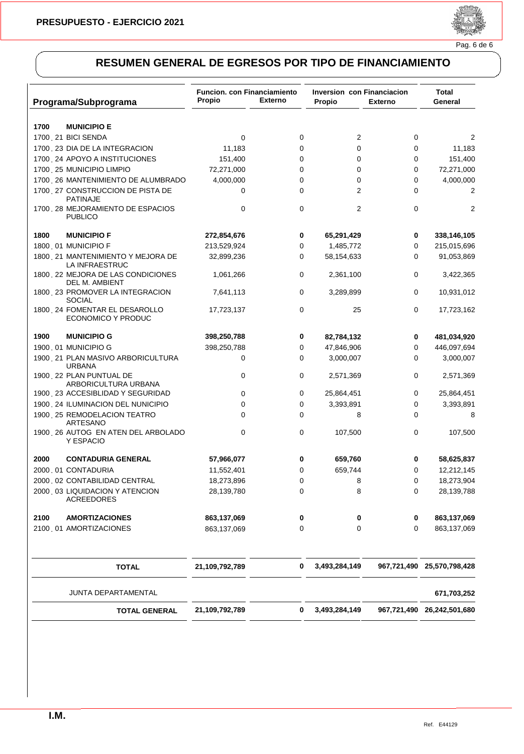## RESUMEN GENERAL DE EGRESOS POR TIPO DE FINANCIAMIENTO

| Programa/Subprograma | Funcion. con Financiamiento | | Inversion con Financiacion | | Total |
|---|---|---|---|---|---|
| | Propio | Externo | Propio | Externo | General |
| **1700 MUNICIPIO E** | | | | | |
| 1700 . 21 BICI SENDA | 0 | 0 | 2 | 0 | 2 |
| 1700 . 23 DIA DE LA INTEGRACION | 11,183 | 0 | 0 | 0 | 11,183 |
| 1700 . 24 APOYO A INSTITUCIONES | 151,400 | 0 | 0 | 0 | 151,400 |
| 1700 . 25 MUNICIPIO LIMPIO | 72,271,000 | 0 | 0 | 0 | 72,271,000 |
| 1700 . 26 MANTENIMIENTO DE ALUMBRADO | 4,000,000 | 0 | 0 | 0 | 4,000,000 |
| 1700 . 27 CONSTRUCCION DE PISTA DE PATINAJE | 0 | 0 | 2 | 0 | 2 |
| 1700 . 28 MEJORAMIENTO DE ESPACIOS PUBLICO | 0 | 0 | 2 | 0 | 2 |
| **1800 MUNICIPIO F** | **272,854,676** | **0** | **65,291,429** | **0** | **338,146,105** |
| 1800 . 01 MUNICIPIO F | 213,529,924 | 0 | 1,485,772 | 0 | 215,015,696 |
| 1800 . 21 MANTENIMIENTO Y MEJORA DE LA INFRAESTRUC | 32,899,236 | 0 | 58,154,633 | 0 | 91,053,869 |
| 1800 . 22 MEJORA DE LAS CONDICIONES DEL M. AMBIENT | 1,061,266 | 0 | 2,361,100 | 0 | 3,422,365 |
| 1800 . 23 PROMOVER LA INTEGRACION SOCIAL | 7,641,113 | 0 | 3,289,899 | 0 | 10,931,012 |
| 1800 . 24 FOMENTAR EL DESAROLLO ECONOMICO Y PRODUC | 17,723,137 | 0 | 25 | 0 | 17,723,162 |
| **1900 MUNICIPIO G** | **398,250,788** | **0** | **82,784,132** | **0** | **481,034,920** |
| 1900 . 01 MUNICIPIO G | 398,250,788 | 0 | 47,846,906 | 0 | 446,097,694 |
| 1900 . 21 PLAN MASIVO ARBORICULTURA URBANA | 0 | 0 | 3,000,007 | 0 | 3,000,007 |
| 1900 . 22 PLAN PUNTUAL DE ARBORICULTURA URBANA | 0 | 0 | 2,571,369 | 0 | 2,571,369 |
| 1900 . 23 ACCESIBLIDAD Y SEGURIDAD | 0 | 0 | 25,864,451 | 0 | 25,864,451 |
| 1900 . 24 ILUMINACION DEL NUNICIPIO | 0 | 0 | 3,393,891 | 0 | 3,393,891 |
| 1900 . 25 REMODELACION TEATRO ARTESANO | 0 | 0 | 8 | 0 | 8 |
| 1900 . 26 AUTOG EN ATEN DEL ARBOLADO Y ESPACIO | 0 | 0 | 107,500 | 0 | 107,500 |
| **2000 CONTADURIA GENERAL** | **57,966,077** | **0** | **659,760** | **0** | **58,625,837** |
| 2000 . 01 CONTADURIA | 11,552,401 | 0 | 659,744 | 0 | 12,212,145 |
| 2000 . 02 CONTABILIDAD CENTRAL | 18,273,896 | 0 | 8 | 0 | 18,273,904 |
| 2000 . 03 LIQUIDACION Y ATENCION ACREEDORES | 28,139,780 | 0 | 8 | 0 | 28,139,788 |
| **2100 AMORTIZACIONES** | **863,137,069** | **0** | **0** | **0** | **863,137,069** |
| 2100 . 01 AMORTIZACIONES | 863,137,069 | 0 | 0 | 0 | 863,137,069 |
| **TOTAL** | **21,109,792,789** | **0** | **3,493,284,149** | **967,721,490** | **25,570,798,428** |
| JUNTA DEPARTAMENTAL | | | | | **671,703,252** |
| **TOTAL GENERAL** | **21,109,792,789** | **0** | **3,493,284,149** | **967,721,490** | **26,242,501,680** |